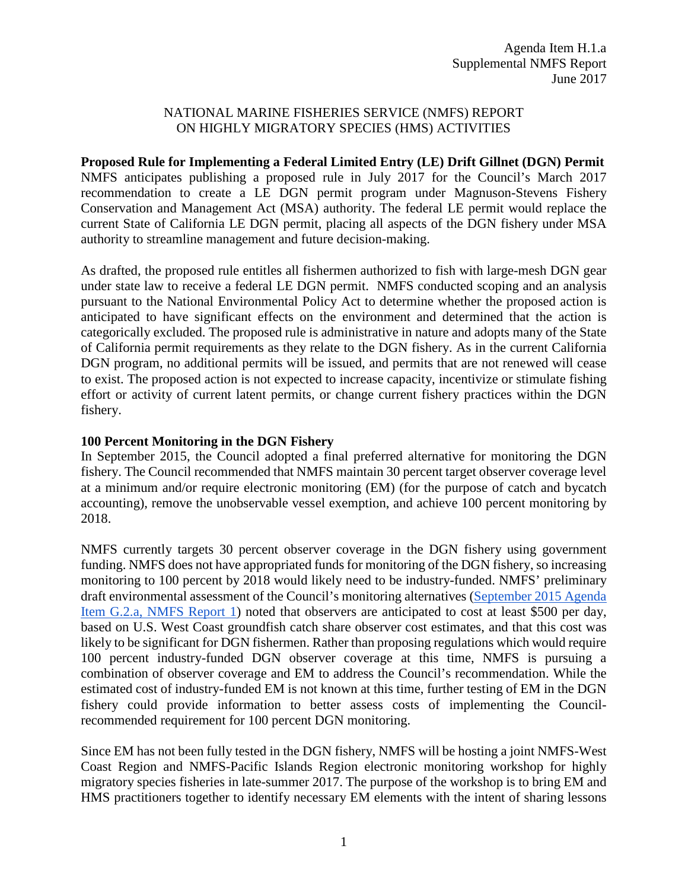Agenda Item H.1.a
Supplemental NMFS Report
June 2017

# NATIONAL MARINE FISHERIES SERVICE (NMFS) REPORT ON HIGHLY MIGRATORY SPECIES (HMS) ACTIVITIES

**Proposed Rule for Implementing a Federal Limited Entry (LE) Drift Gillnet (DGN) Permit**

NMFS anticipates publishing a proposed rule in July 2017 for the Council's March 2017 recommendation to create a LE DGN permit program under Magnuson-Stevens Fishery Conservation and Management Act (MSA) authority. The federal LE permit would replace the current State of California LE DGN permit, placing all aspects of the DGN fishery under MSA authority to streamline management and future decision-making.

As drafted, the proposed rule entitles all fishermen authorized to fish with large-mesh DGN gear under state law to receive a federal LE DGN permit. NMFS conducted scoping and an analysis pursuant to the National Environmental Policy Act to determine whether the proposed action is anticipated to have significant effects on the environment and determined that the action is categorically excluded. The proposed rule is administrative in nature and adopts many of the State of California permit requirements as they relate to the DGN fishery. As in the current California DGN program, no additional permits will be issued, and permits that are not renewed will cease to exist. The proposed action is not expected to increase capacity, incentivize or stimulate fishing effort or activity of current latent permits, or change current fishery practices within the DGN fishery.

**100 Percent Monitoring in the DGN Fishery**

In September 2015, the Council adopted a final preferred alternative for monitoring the DGN fishery. The Council recommended that NMFS maintain 30 percent target observer coverage level at a minimum and/or require electronic monitoring (EM) (for the purpose of catch and bycatch accounting), remove the unobservable vessel exemption, and achieve 100 percent monitoring by 2018.

NMFS currently targets 30 percent observer coverage in the DGN fishery using government funding. NMFS does not have appropriated funds for monitoring of the DGN fishery, so increasing monitoring to 100 percent by 2018 would likely need to be industry-funded. NMFS' preliminary draft environmental assessment of the Council's monitoring alternatives (September 2015 Agenda Item G.2.a, NMFS Report 1) noted that observers are anticipated to cost at least $500 per day, based on U.S. West Coast groundfish catch share observer cost estimates, and that this cost was likely to be significant for DGN fishermen. Rather than proposing regulations which would require 100 percent industry-funded DGN observer coverage at this time, NMFS is pursuing a combination of observer coverage and EM to address the Council's recommendation. While the estimated cost of industry-funded EM is not known at this time, further testing of EM in the DGN fishery could provide information to better assess costs of implementing the Council-recommended requirement for 100 percent DGN monitoring.

Since EM has not been fully tested in the DGN fishery, NMFS will be hosting a joint NMFS-West Coast Region and NMFS-Pacific Islands Region electronic monitoring workshop for highly migratory species fisheries in late-summer 2017. The purpose of the workshop is to bring EM and HMS practitioners together to identify necessary EM elements with the intent of sharing lessons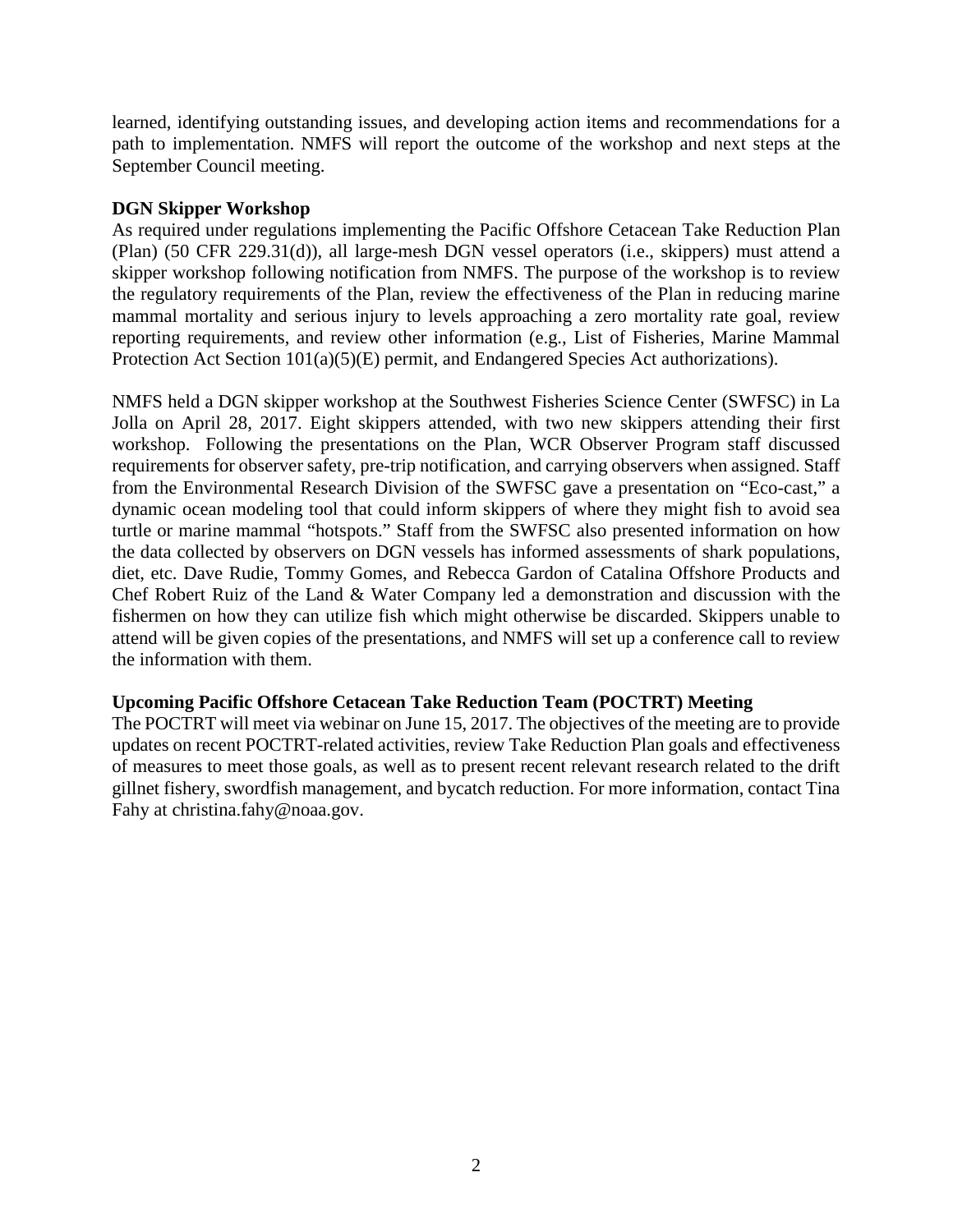learned, identifying outstanding issues, and developing action items and recommendations for a path to implementation. NMFS will report the outcome of the workshop and next steps at the September Council meeting.

**DGN Skipper Workshop**

As required under regulations implementing the Pacific Offshore Cetacean Take Reduction Plan (Plan) (50 CFR 229.31(d)), all large-mesh DGN vessel operators (i.e., skippers) must attend a skipper workshop following notification from NMFS. The purpose of the workshop is to review the regulatory requirements of the Plan, review the effectiveness of the Plan in reducing marine mammal mortality and serious injury to levels approaching a zero mortality rate goal, review reporting requirements, and review other information (e.g., List of Fisheries, Marine Mammal Protection Act Section 101(a)(5)(E) permit, and Endangered Species Act authorizations).

NMFS held a DGN skipper workshop at the Southwest Fisheries Science Center (SWFSC) in La Jolla on April 28, 2017. Eight skippers attended, with two new skippers attending their first workshop. Following the presentations on the Plan, WCR Observer Program staff discussed requirements for observer safety, pre-trip notification, and carrying observers when assigned. Staff from the Environmental Research Division of the SWFSC gave a presentation on "Eco-cast," a dynamic ocean modeling tool that could inform skippers of where they might fish to avoid sea turtle or marine mammal "hotspots." Staff from the SWFSC also presented information on how the data collected by observers on DGN vessels has informed assessments of shark populations, diet, etc. Dave Rudie, Tommy Gomes, and Rebecca Gardon of Catalina Offshore Products and Chef Robert Ruiz of the Land & Water Company led a demonstration and discussion with the fishermen on how they can utilize fish which might otherwise be discarded. Skippers unable to attend will be given copies of the presentations, and NMFS will set up a conference call to review the information with them.

**Upcoming Pacific Offshore Cetacean Take Reduction Team (POCTRT) Meeting**

The POCTRT will meet via webinar on June 15, 2017. The objectives of the meeting are to provide updates on recent POCTRT-related activities, review Take Reduction Plan goals and effectiveness of measures to meet those goals, as well as to present recent relevant research related to the drift gillnet fishery, swordfish management, and bycatch reduction. For more information, contact Tina Fahy at christina.fahy@noaa.gov.